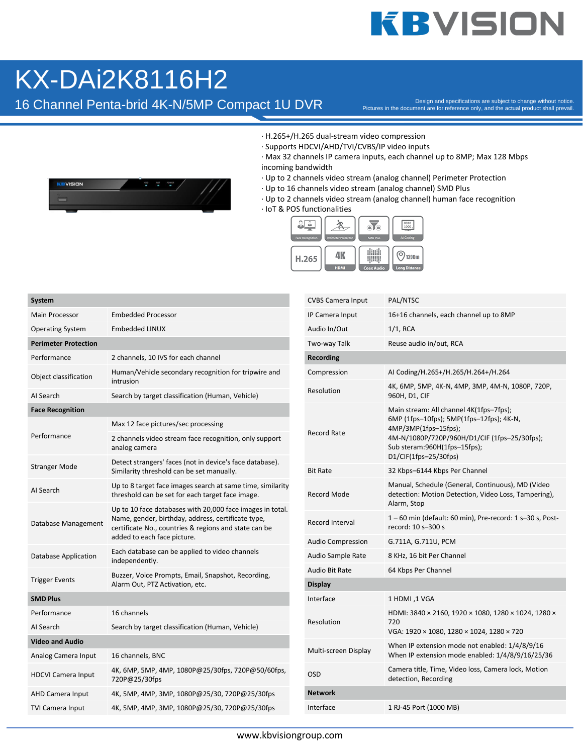# KX-DAi2K8116H2

## 16 Channel Penta-brid 4K-N/5MP Compact 1U DVR

Design and specifications are subject to change without notice.
Pictures in the document are for reference only, and the actual product shall prevail.

- H.265+/H.265 dual-stream video compression
- Supports HDCVI/AHD/TVI/CVBS/IP video inputs
- Max 32 channels IP camera inputs, each channel up to 8MP; Max 128 Mbps incoming bandwidth
- Up to 2 channels video stream (analog channel) Perimeter Protection
- Up to 16 channels video stream (analog channel) SMD Plus
- Up to 2 channels video stream (analog channel) human face recognition
- IoT & POS functionalities

| **System** | |
|---|---|
| Main Processor | Embedded Processor |
| Operating System | Embedded LINUX |
| **Perimeter Protection** | |
| Performance | 2 channels, 10 IVS for each channel |
| Object classification | Human/Vehicle secondary recognition for tripwire and intrusion |
| AI Search | Search by target classification (Human, Vehicle) |
| **Face Recognition** | |
| Performance | Max 12 face pictures/sec processing<br>2 channels video stream face recognition, only support analog camera |
| Stranger Mode | Detect strangers' faces (not in device's face database). Similarity threshold can be set manually. |
| AI Search | Up to 8 target face images search at same time, similarity threshold can be set for each target face image. |
| Database Management | Up to 10 face databases with 20,000 face images in total. Name, gender, birthday, address, certificate type, certificate No., countries & regions and state can be added to each face picture. |
| Database Application | Each database can be applied to video channels independently. |
| Trigger Events | Buzzer, Voice Prompts, Email, Snapshot, Recording, Alarm Out, PTZ Activation, etc. |
| **SMD Plus** | |
| Performance | 16 channels |
| AI Search | Search by target classification (Human, Vehicle) |
| **Video and Audio** | |
| Analog Camera Input | 16 channels, BNC |
| HDCVI Camera Input | 4K, 6MP, 5MP, 4MP, 1080P@25/30fps, 720P@50/60fps, 720P@25/30fps |
| AHD Camera Input | 4K, 5MP, 4MP, 3MP, 1080P@25/30, 720P@25/30fps |
| TVI Camera Input | 4K, 5MP, 4MP, 3MP, 1080P@25/30, 720P@25/30fps |
| CVBS Camera Input | PAL/NTSC |
| IP Camera Input | 16+16 channels, each channel up to 8MP |
| Audio In/Out | 1/1, RCA |
| Two-way Talk | Reuse audio in/out, RCA |
| **Recording** | |
| Compression | AI Coding/H.265+/H.265/H.264+/H.264 |
| Resolution | 4K, 6MP, 5MP, 4K-N, 4MP, 3MP, 4M-N, 1080P, 720P, 960H, D1, CIF |
| Record Rate | Main stream: All channel 4K(1fps–7fps); 6MP (1fps–10fps); 5MP(1fps–12fps); 4K-N, 4MP/3MP(1fps–15fps); 4M-N/1080P/720P/960H/D1/CIF (1fps–25/30fps); Sub steram:960H(1fps–15fps); D1/CIF(1fps–25/30fps) |
| Bit Rate | 32 Kbps–6144 Kbps Per Channel |
| Record Mode | Manual, Schedule (General, Continuous), MD (Video detection: Motion Detection, Video Loss, Tampering), Alarm, Stop |
| Record Interval | 1 – 60 min (default: 60 min), Pre-record: 1 s–30 s, Post-record: 10 s–300 s |
| Audio Compression | G.711A, G.711U, PCM |
| Audio Sample Rate | 8 KHz, 16 bit Per Channel |
| Audio Bit Rate | 64 Kbps Per Channel |
| **Display** | |
| Interface | 1 HDMI ,1 VGA |
| Resolution | HDMI: 3840 × 2160, 1920 × 1080, 1280 × 1024, 1280 × 720<br>VGA: 1920 × 1080, 1280 × 1024, 1280 × 720 |
| Multi-screen Display | When IP extension mode not enabled: 1/4/8/9/16<br>When IP extension mode enabled: 1/4/8/9/16/25/36 |
| OSD | Camera title, Time, Video loss, Camera lock, Motion detection, Recording |
| **Network** | |
| Interface | 1 RJ-45 Port (1000 MB) |

www.kbvisiongroup.com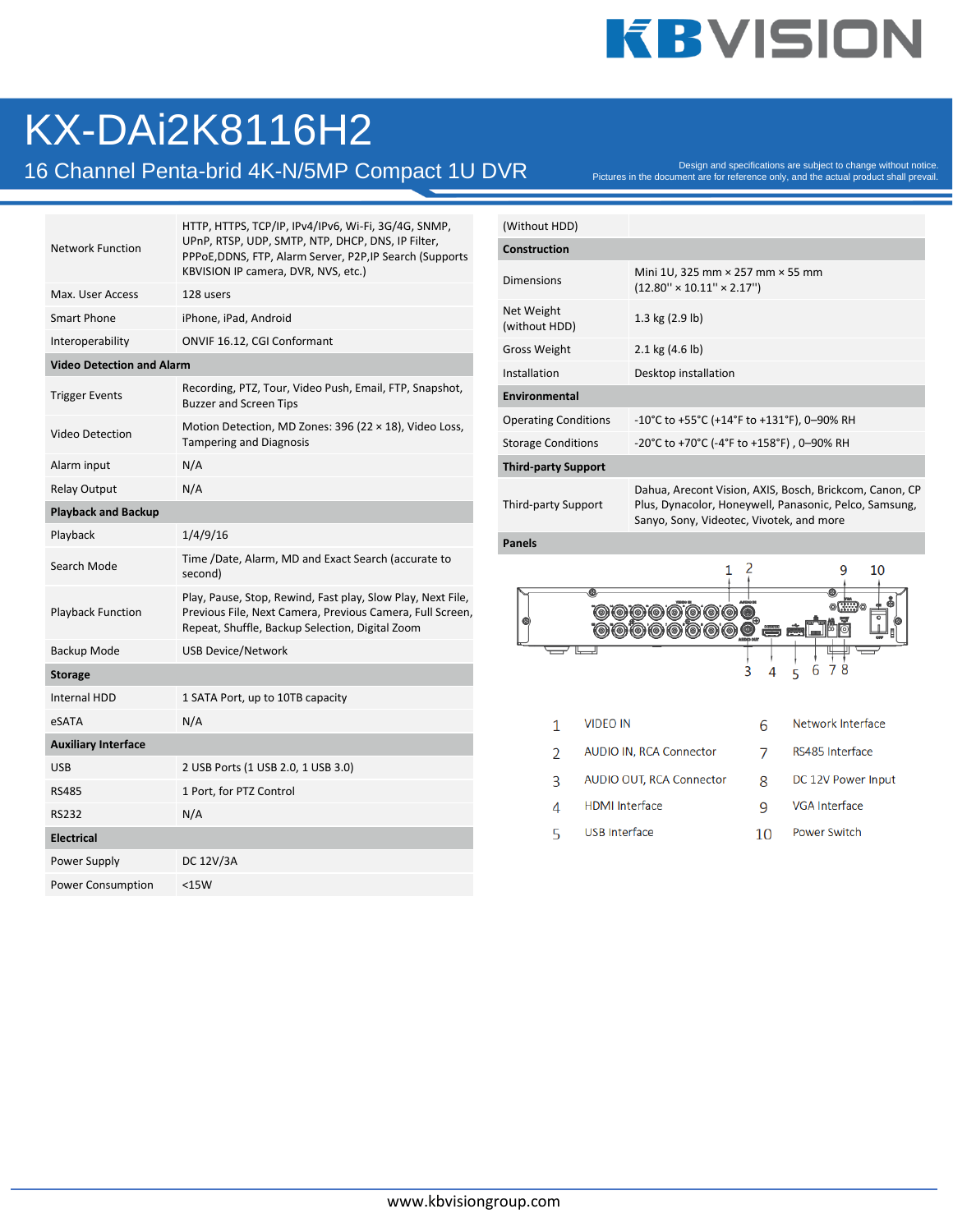# KX-DAi2K8116H2

## 16 Channel Penta-brid 4K-N/5MP Compact 1U DVR

Design and specifications are subject to change without notice.
Pictures in the document are for reference only, and the actual product shall prevail.

| | |
|---|---|
| Network Function | HTTP, HTTPS, TCP/IP, IPv4/IPv6, Wi-Fi, 3G/4G, SNMP, UPnP, RTSP, UDP, SMTP, NTP, DHCP, DNS, IP Filter, PPPoE,DDNS, FTP, Alarm Server, P2P,IP Search (Supports KBVISION IP camera, DVR, NVS, etc.) |
| Max. User Access | 128 users |
| Smart Phone | iPhone, iPad, Android |
| Interoperability | ONVIF 16.12, CGI Conformant |
| **Video Detection and Alarm** | |
| Trigger Events | Recording, PTZ, Tour, Video Push, Email, FTP, Snapshot, Buzzer and Screen Tips |
| Video Detection | Motion Detection, MD Zones: 396 (22 × 18), Video Loss, Tampering and Diagnosis |
| Alarm input | N/A |
| Relay Output | N/A |
| **Playback and Backup** | |
| Playback | 1/4/9/16 |
| Search Mode | Time /Date, Alarm, MD and Exact Search (accurate to second) |
| Playback Function | Play, Pause, Stop, Rewind, Fast play, Slow Play, Next File, Previous File, Next Camera, Previous Camera, Full Screen, Repeat, Shuffle, Backup Selection, Digital Zoom |
| Backup Mode | USB Device/Network |
| **Storage** | |
| Internal HDD | 1 SATA Port, up to 10TB capacity |
| eSATA | N/A |
| **Auxiliary Interface** | |
| USB | 2 USB Ports (1 USB 2.0, 1 USB 3.0) |
| RS485 | 1 Port, for PTZ Control |
| RS232 | N/A |
| **Electrical** | |
| Power Supply | DC 12V/3A |
| Power Consumption | <15W |
| (Without HDD) | |
| **Construction** | |
| Dimensions | Mini 1U, 325 mm × 257 mm × 55 mm (12.80'' × 10.11'' × 2.17'') |
| Net Weight (without HDD) | 1.3 kg (2.9 lb) |
| Gross Weight | 2.1 kg (4.6 lb) |
| Installation | Desktop installation |
| **Environmental** | |
| Operating Conditions | -10°C to +55°C (+14°F to +131°F), 0–90% RH |
| Storage Conditions | -20°C to +70°C (-4°F to +158°F) , 0–90% RH |
| **Third-party Support** | |
| Third-party Support | Dahua, Arecont Vision, AXIS, Bosch, Brickcom, Canon, CP Plus, Dynacolor, Honeywell, Panasonic, Pelco, Samsung, Sanyo, Sony, Videotec, Vivotek, and more |
| **Panels** | |

| | | | |
|---|---|---|---|
| 1 | VIDEO IN | 6 | Network Interface |
| 2 | AUDIO IN, RCA Connector | 7 | RS485 Interface |
| 3 | AUDIO OUT, RCA Connector | 8 | DC 12V Power Input |
| 4 | HDMI Interface | 9 | VGA Interface |
| 5 | USB Interface | 10 | Power Switch |

www.kbvisiongroup.com